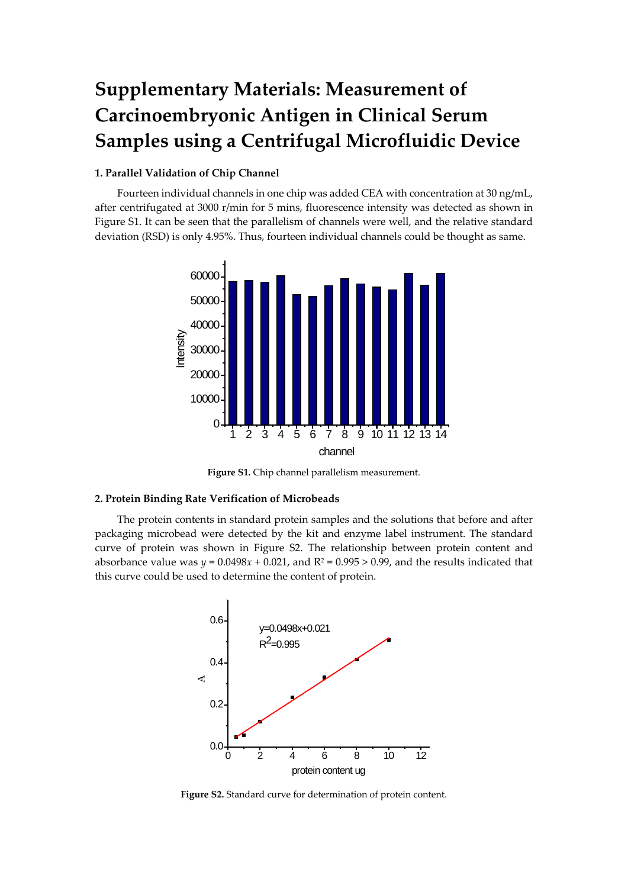# Supplementary Materials: Measurement of Carcinoembryonic Antigen in Clinical Serum Samples using a Centrifugal Microfluidic Device

### 1. Parallel Validation of Chip Channel

Fourteen individual channels in one chip was added CEA with concentration at 30 ng/mL, after centrifugated at 3000 r/min for 5 mins, fluorescence intensity was detected as shown in Figure S1. It can be seen that the parallelism of channels were well, and the relative standard deviation (RSD) is only 4.95%. Thus, fourteen individual channels could be thought as same.

**Figure S1.** Chip channel parallelism measurement.

### 2. Protein Binding Rate Verification of Microbeads

The protein contents in standard protein samples and the solutions that before and after packaging microbead were detected by the kit and enzyme label instrument. The standard curve of protein was shown in Figure S2. The relationship between protein content and absorbance value was $y = 0.0498x + 0.021$, and $R^2 = 0.995 > 0.99$, and the results indicated that this curve could be used to determine the content of protein.

**Figure S2.** Standard curve for determination of protein content.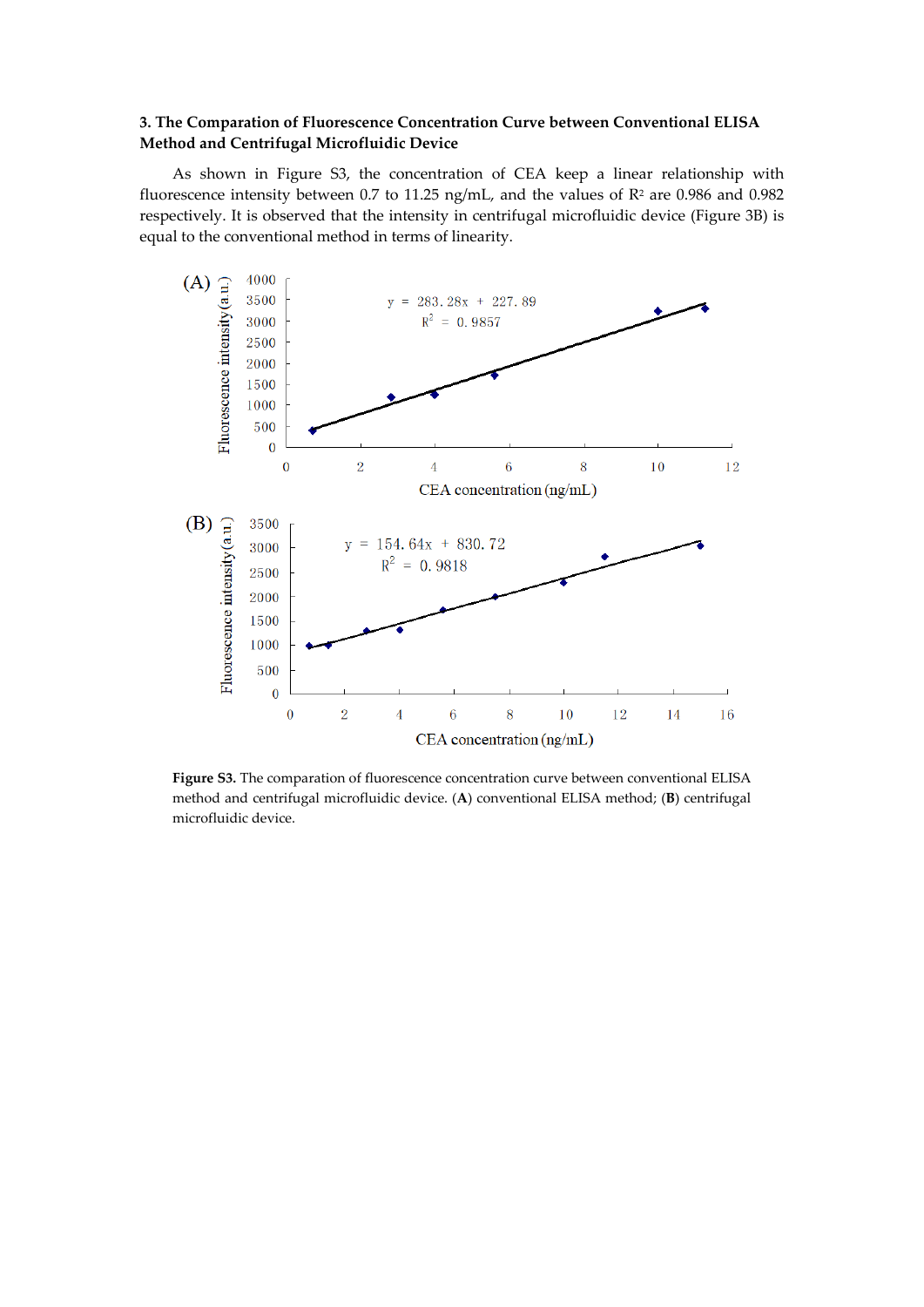**3. The Comparation of Fluorescence Concentration Curve between Conventional ELISA Method and Centrifugal Microfluidic Device**

As shown in Figure S3, the concentration of CEA keep a linear relationship with fluorescence intensity between 0.7 to 11.25 ng/mL, and the values of $R^2$ are 0.986 and 0.982 respectively. It is observed that the intensity in centrifugal microfluidic device (Figure 3B) is equal to the conventional method in terms of linearity.

(A)

Fluorescence intensity(a.u.)

4000
3500
3000
2500
2000
1500
1000
500
0

$y = 283.28x + 227.89$
$R^2 = 0.9857$

0 2 4 6 8 10 12

CEA concentration (ng/mL)

(B)

Fluorescence intensity(a.u.)

3500
3000
2500
2000
1500
1000
500
0

$y = 154.64x + 830.72$
$R^2 = 0.9818$

0 2 4 6 8 10 12 14 16

CEA concentration (ng/mL)

**Figure S3.** The comparation of fluorescence concentration curve between conventional ELISA method and centrifugal microfluidic device. (**A**) conventional ELISA method; (**B**) centrifugal microfluidic device.